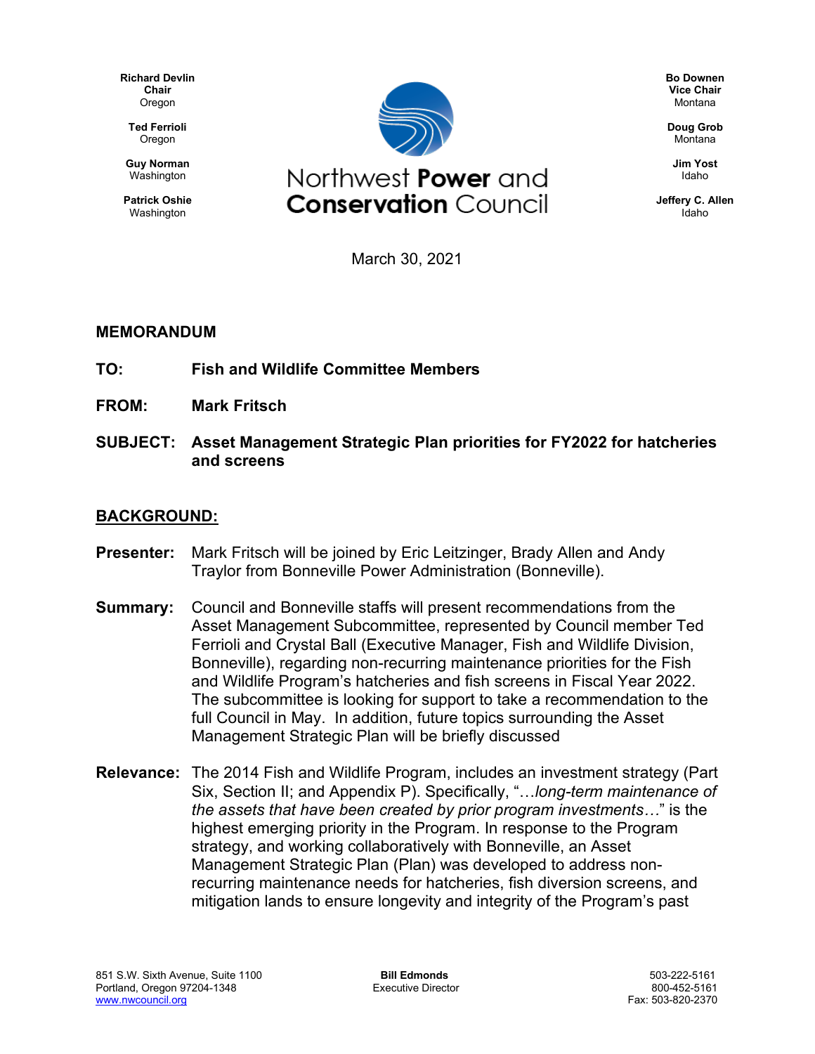**Richard Devlin**
**Chair**
Oregon

**Ted Ferrioli**
Oregon

**Guy Norman**
Washington

**Patrick Oshie**
Washington

# Northwest **Power** and **Conservation** Council

**Bo Downen**
**Vice Chair**
Montana

**Doug Grob**
Montana

**Jim Yost**
Idaho

**Jeffery C. Allen**
Idaho

March 30, 2021

## MEMORANDUM

**TO:** **Fish and Wildlife Committee Members**

**FROM:** **Mark Fritsch**

**SUBJECT:** **Asset Management Strategic Plan priorities for FY2022 for hatcheries and screens**

## BACKGROUND:

**Presenter:** Mark Fritsch will be joined by Eric Leitzinger, Brady Allen and Andy Traylor from Bonneville Power Administration (Bonneville).

**Summary:** Council and Bonneville staffs will present recommendations from the Asset Management Subcommittee, represented by Council member Ted Ferrioli and Crystal Ball (Executive Manager, Fish and Wildlife Division, Bonneville), regarding non-recurring maintenance priorities for the Fish and Wildlife Program's hatcheries and fish screens in Fiscal Year 2022. The subcommittee is looking for support to take a recommendation to the full Council in May. In addition, future topics surrounding the Asset Management Strategic Plan will be briefly discussed

**Relevance:** The 2014 Fish and Wildlife Program, includes an investment strategy (Part Six, Section II; and Appendix P). Specifically, "*…long-term maintenance of the assets that have been created by prior program investments…*" is the highest emerging priority in the Program. In response to the Program strategy, and working collaboratively with Bonneville, an Asset Management Strategic Plan (Plan) was developed to address non-recurring maintenance needs for hatcheries, fish diversion screens, and mitigation lands to ensure longevity and integrity of the Program's past

851 S.W. Sixth Avenue, Suite 1100
Portland, Oregon 97204-1348
www.nwcouncil.org

**Bill Edmonds**
Executive Director

503-222-5161
800-452-5161
Fax: 503-820-2370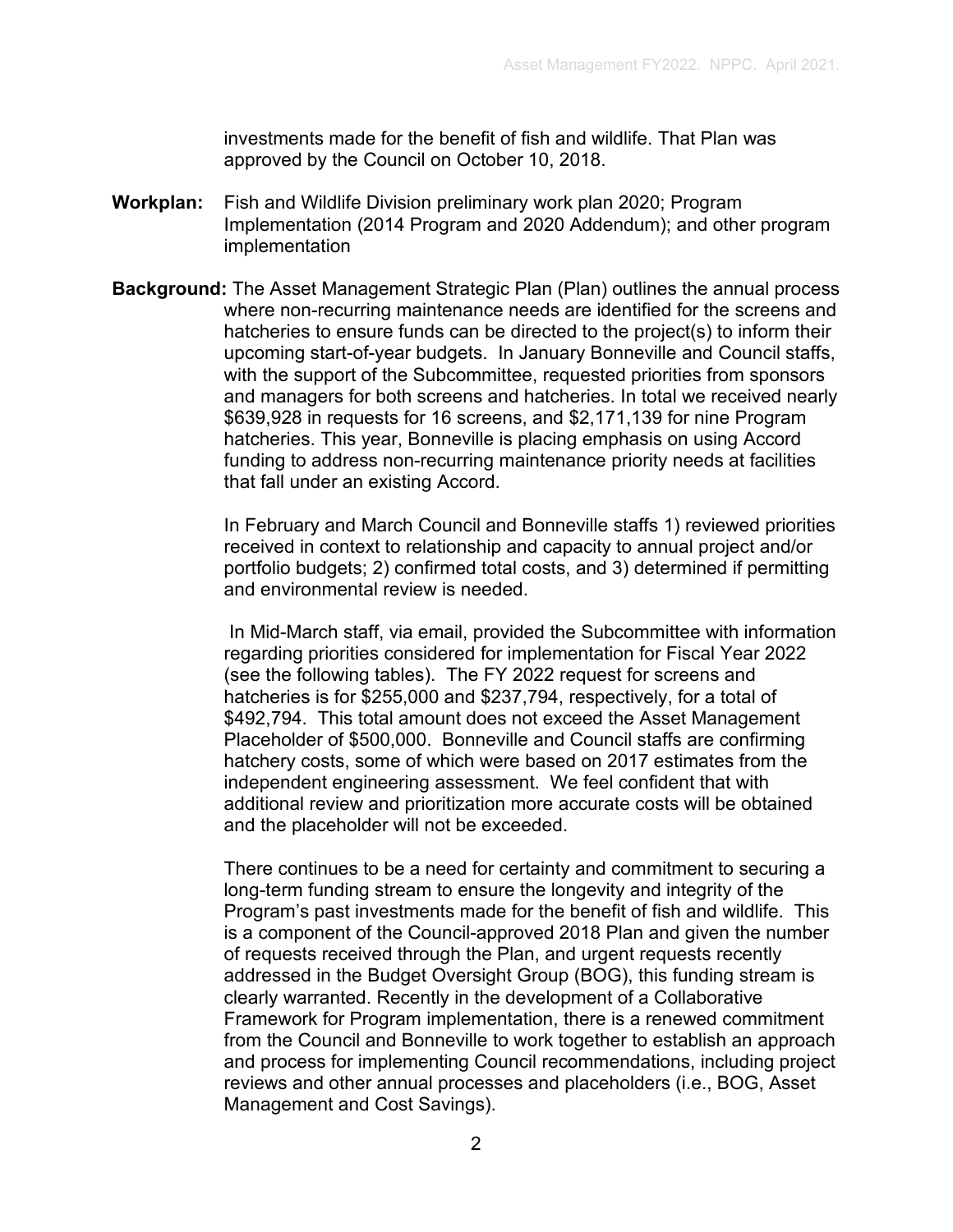investments made for the benefit of fish and wildlife. That Plan was approved by the Council on October 10, 2018.

**Workplan:** Fish and Wildlife Division preliminary work plan 2020; Program Implementation (2014 Program and 2020 Addendum); and other program implementation

**Background:** The Asset Management Strategic Plan (Plan) outlines the annual process where non-recurring maintenance needs are identified for the screens and hatcheries to ensure funds can be directed to the project(s) to inform their upcoming start-of-year budgets. In January Bonneville and Council staffs, with the support of the Subcommittee, requested priorities from sponsors and managers for both screens and hatcheries. In total we received nearly $639,928 in requests for 16 screens, and $2,171,139 for nine Program hatcheries. This year, Bonneville is placing emphasis on using Accord funding to address non-recurring maintenance priority needs at facilities that fall under an existing Accord.

In February and March Council and Bonneville staffs 1) reviewed priorities received in context to relationship and capacity to annual project and/or portfolio budgets; 2) confirmed total costs, and 3) determined if permitting and environmental review is needed.

In Mid-March staff, via email, provided the Subcommittee with information regarding priorities considered for implementation for Fiscal Year 2022 (see the following tables). The FY 2022 request for screens and hatcheries is for $255,000 and $237,794, respectively, for a total of $492,794. This total amount does not exceed the Asset Management Placeholder of $500,000. Bonneville and Council staffs are confirming hatchery costs, some of which were based on 2017 estimates from the independent engineering assessment. We feel confident that with additional review and prioritization more accurate costs will be obtained and the placeholder will not be exceeded.

There continues to be a need for certainty and commitment to securing a long-term funding stream to ensure the longevity and integrity of the Program's past investments made for the benefit of fish and wildlife. This is a component of the Council-approved 2018 Plan and given the number of requests received through the Plan, and urgent requests recently addressed in the Budget Oversight Group (BOG), this funding stream is clearly warranted. Recently in the development of a Collaborative Framework for Program implementation, there is a renewed commitment from the Council and Bonneville to work together to establish an approach and process for implementing Council recommendations, including project reviews and other annual processes and placeholders (i.e., BOG, Asset Management and Cost Savings).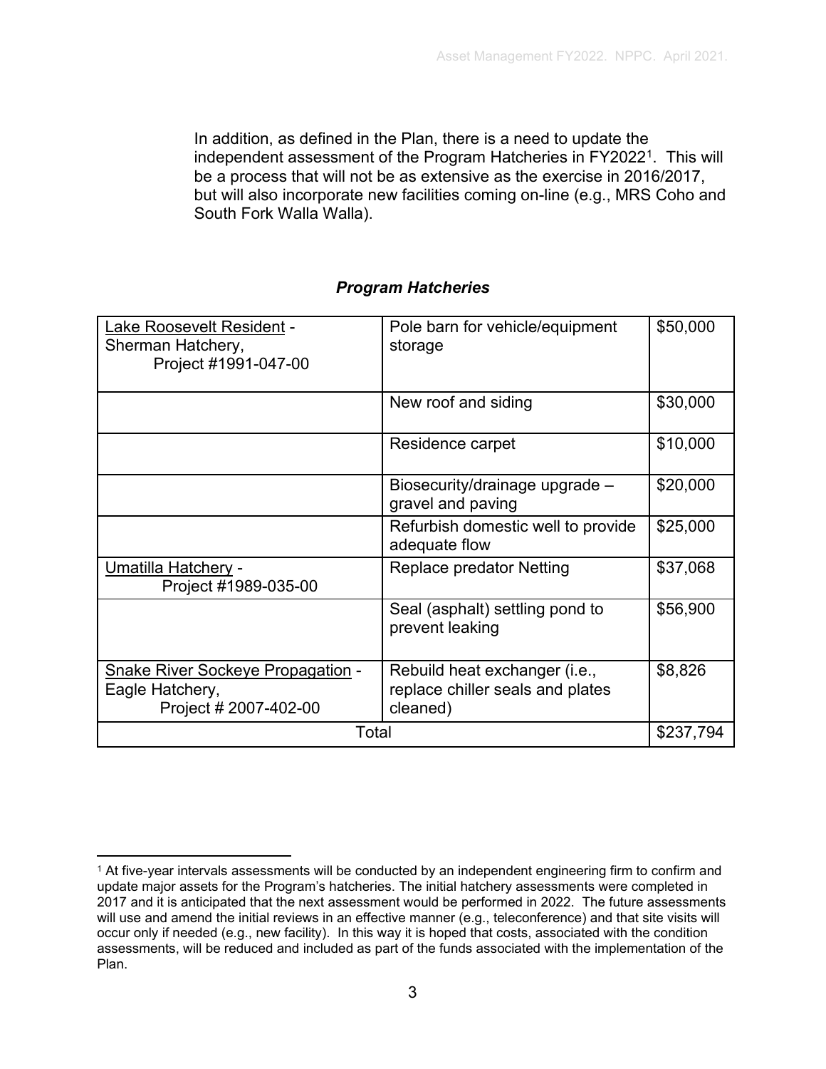In addition, as defined in the Plan, there is a need to update the independent assessment of the Program Hatcheries in FY2022[1]. This will be a process that will not be as extensive as the exercise in 2016/2017, but will also incorporate new facilities coming on-line (e.g., MRS Coho and South Fork Walla Walla).

### *Program Hatcheries*

| Project | Item | Cost |
|---|---|---|
| Lake Roosevelt Resident - Sherman Hatchery, Project #1991-047-00 | Pole barn for vehicle/equipment storage | $50,000 |
| | New roof and siding | $30,000 |
| | Residence carpet | $10,000 |
| | Biosecurity/drainage upgrade – gravel and paving | $20,000 |
| | Refurbish domestic well to provide adequate flow | $25,000 |
| Umatilla Hatchery - Project #1989-035-00 | Replace predator Netting | $37,068 |
| | Seal (asphalt) settling pond to prevent leaking | $56,900 |
| Snake River Sockeye Propagation - Eagle Hatchery, Project # 2007-402-00 | Rebuild heat exchanger (i.e., replace chiller seals and plates cleaned) | $8,826 |
| Total | | $237,794 |

[1] At five-year intervals assessments will be conducted by an independent engineering firm to confirm and update major assets for the Program's hatcheries. The initial hatchery assessments were completed in 2017 and it is anticipated that the next assessment would be performed in 2022. The future assessments will use and amend the initial reviews in an effective manner (e.g., teleconference) and that site visits will occur only if needed (e.g., new facility). In this way it is hoped that costs, associated with the condition assessments, will be reduced and included as part of the funds associated with the implementation of the Plan.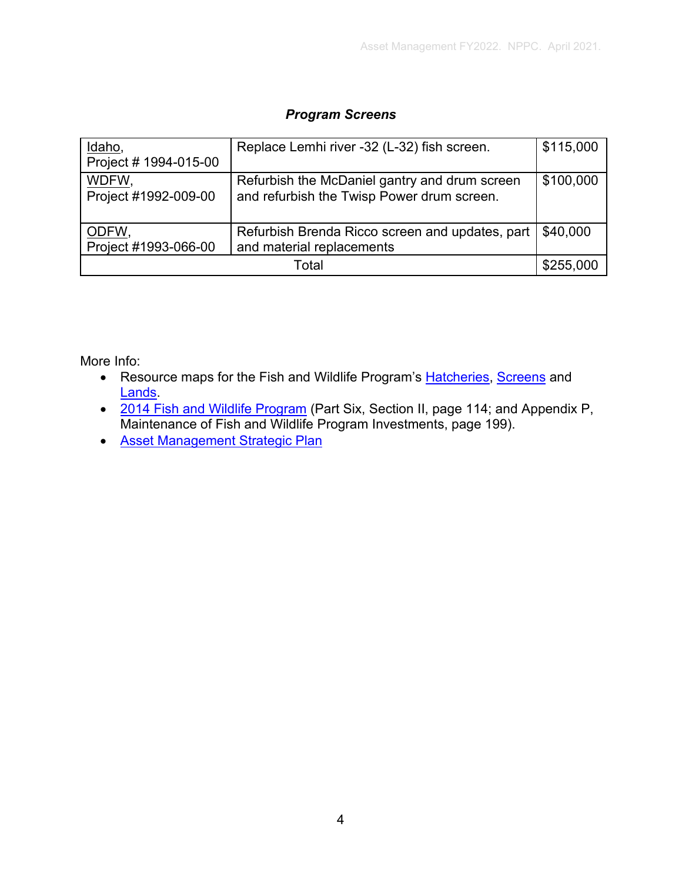***Program Screens***

| | | |
|---|---|---|
| Idaho, Project # 1994-015-00 | Replace Lemhi river -32 (L-32) fish screen. | $115,000 |
| WDFW, Project #1992-009-00 | Refurbish the McDaniel gantry and drum screen and refurbish the Twisp Power drum screen. | $100,000 |
| ODFW, Project #1993-066-00 | Refurbish Brenda Ricco screen and updates, part and material replacements | $40,000 |
| Total | | $255,000 |

More Info:

- Resource maps for the Fish and Wildlife Program's Hatcheries, Screens and Lands.
- 2014 Fish and Wildlife Program (Part Six, Section II, page 114; and Appendix P, Maintenance of Fish and Wildlife Program Investments, page 199).
- Asset Management Strategic Plan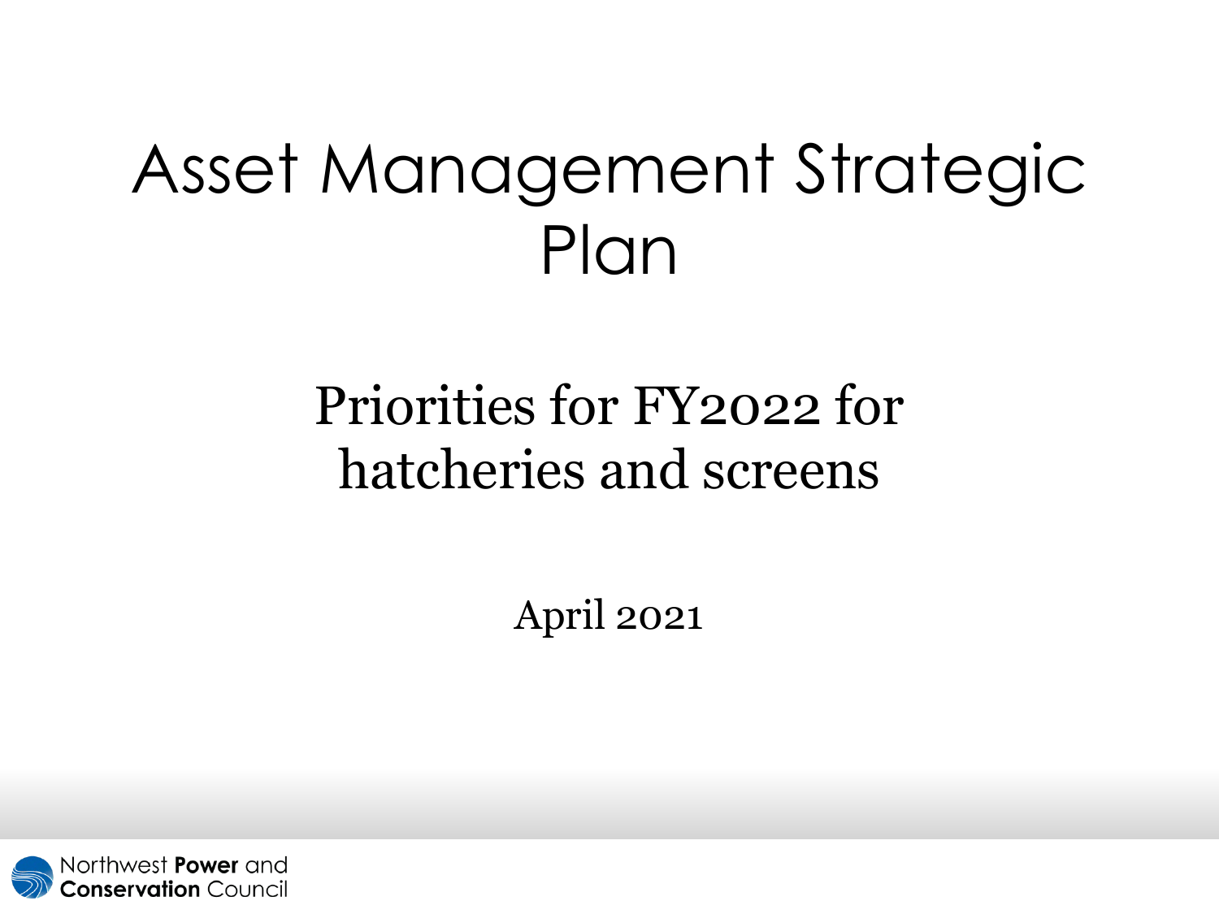# Asset Management Strategic Plan

## Priorities for FY2022 for hatcheries and screens

April 2021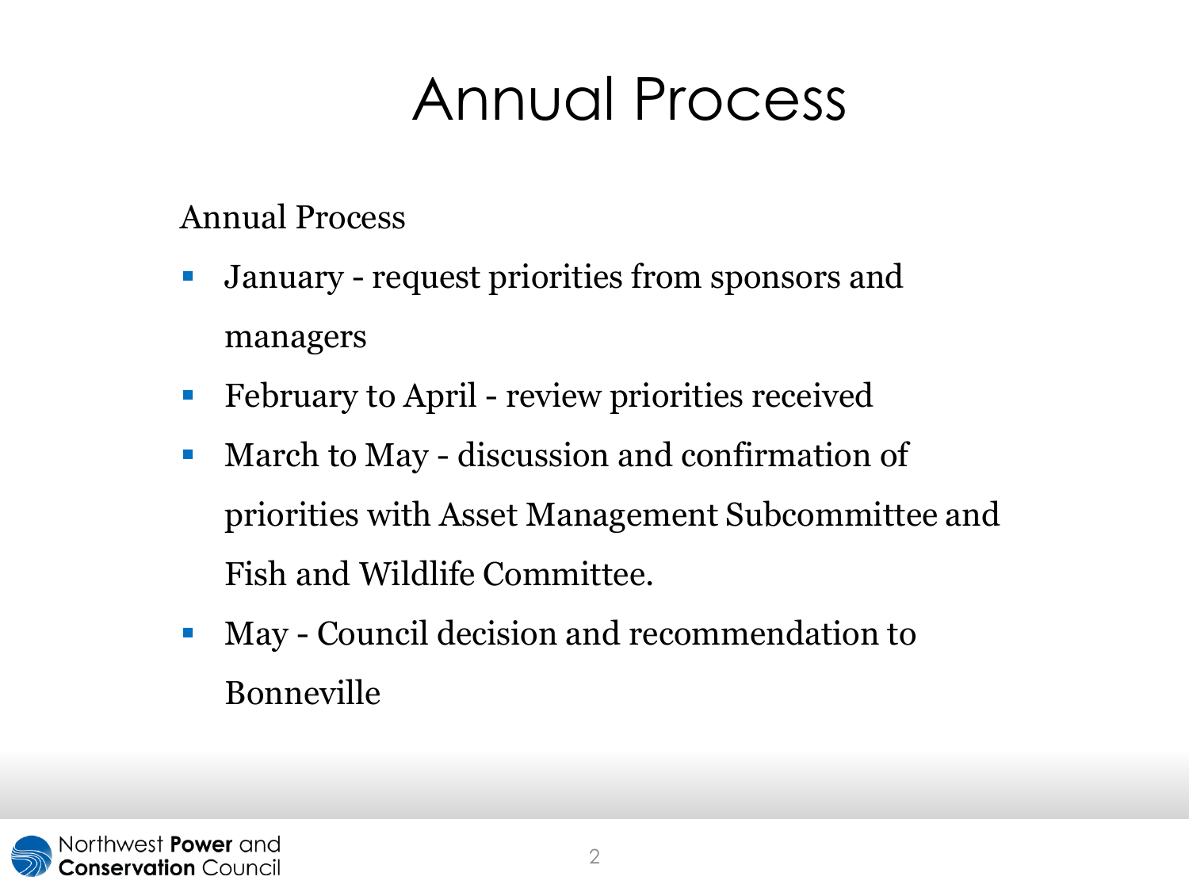# Annual Process

Annual Process

- January - request priorities from sponsors and managers
- February to April - review priorities received
- March to May - discussion and confirmation of priorities with Asset Management Subcommittee and Fish and Wildlife Committee.
- May - Council decision and recommendation to Bonneville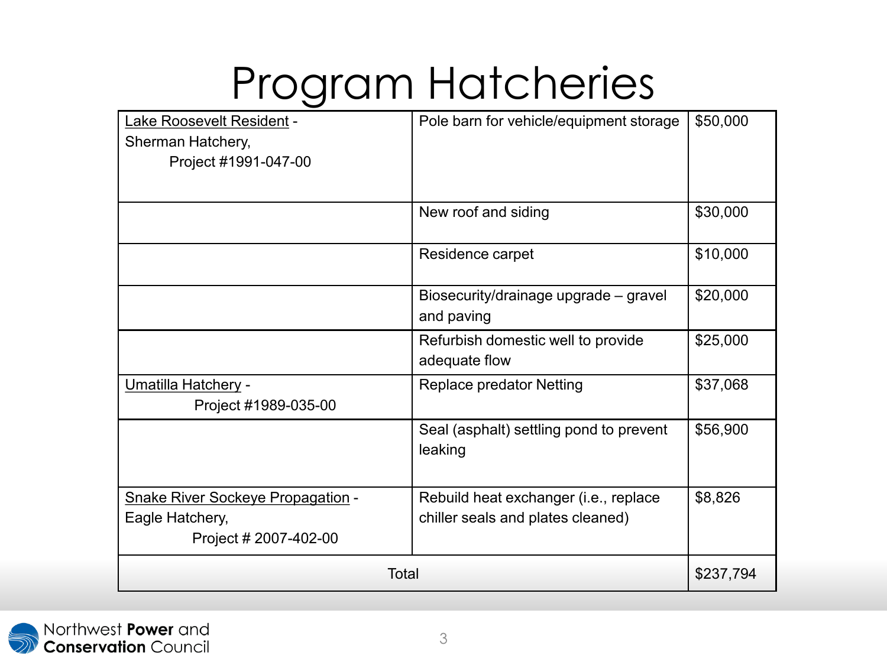# Program Hatcheries

| Program / Hatchery | Item | Cost |
|---|---|---|
| Lake Roosevelt Resident - Sherman Hatchery, Project #1991-047-00 | Pole barn for vehicle/equipment storage | $50,000 |
| | New roof and siding | $30,000 |
| | Residence carpet | $10,000 |
| | Biosecurity/drainage upgrade – gravel and paving | $20,000 |
| | Refurbish domestic well to provide adequate flow | $25,000 |
| Umatilla Hatchery - Project #1989-035-00 | Replace predator Netting | $37,068 |
| | Seal (asphalt) settling pond to prevent leaking | $56,900 |
| Snake River Sockeye Propagation - Eagle Hatchery, Project # 2007-402-00 | Rebuild heat exchanger (i.e., replace chiller seals and plates cleaned) | $8,826 |
| Total | | $237,794 |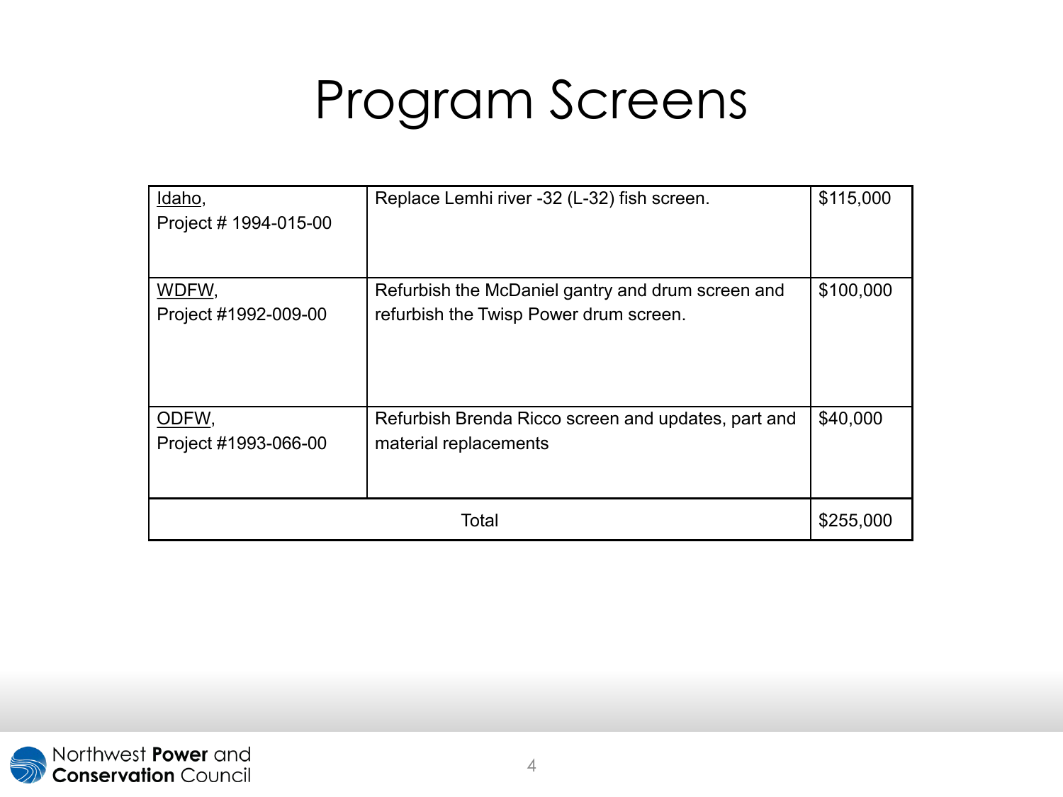# Program Screens

| Agency / Project | Description | Amount |
|---|---|---|
| Idaho, Project # 1994-015-00 | Replace Lemhi river -32 (L-32) fish screen. | $115,000 |
| WDFW, Project #1992-009-00 | Refurbish the McDaniel gantry and drum screen and refurbish the Twisp Power drum screen. | $100,000 |
| ODFW, Project #1993-066-00 | Refurbish Brenda Ricco screen and updates, part and material replacements | $40,000 |
| Total | | $255,000 |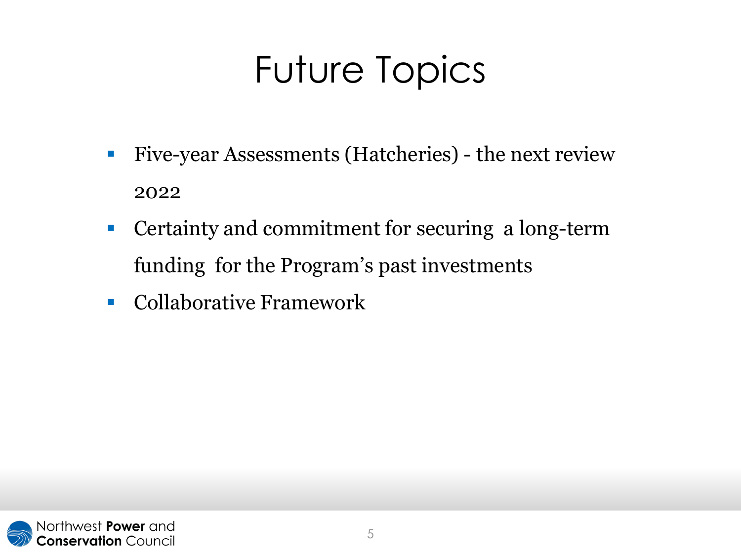# Future Topics

- Five-year Assessments (Hatcheries) - the next review 2022
- Certainty and commitment for securing a long-term funding for the Program's past investments
- Collaborative Framework